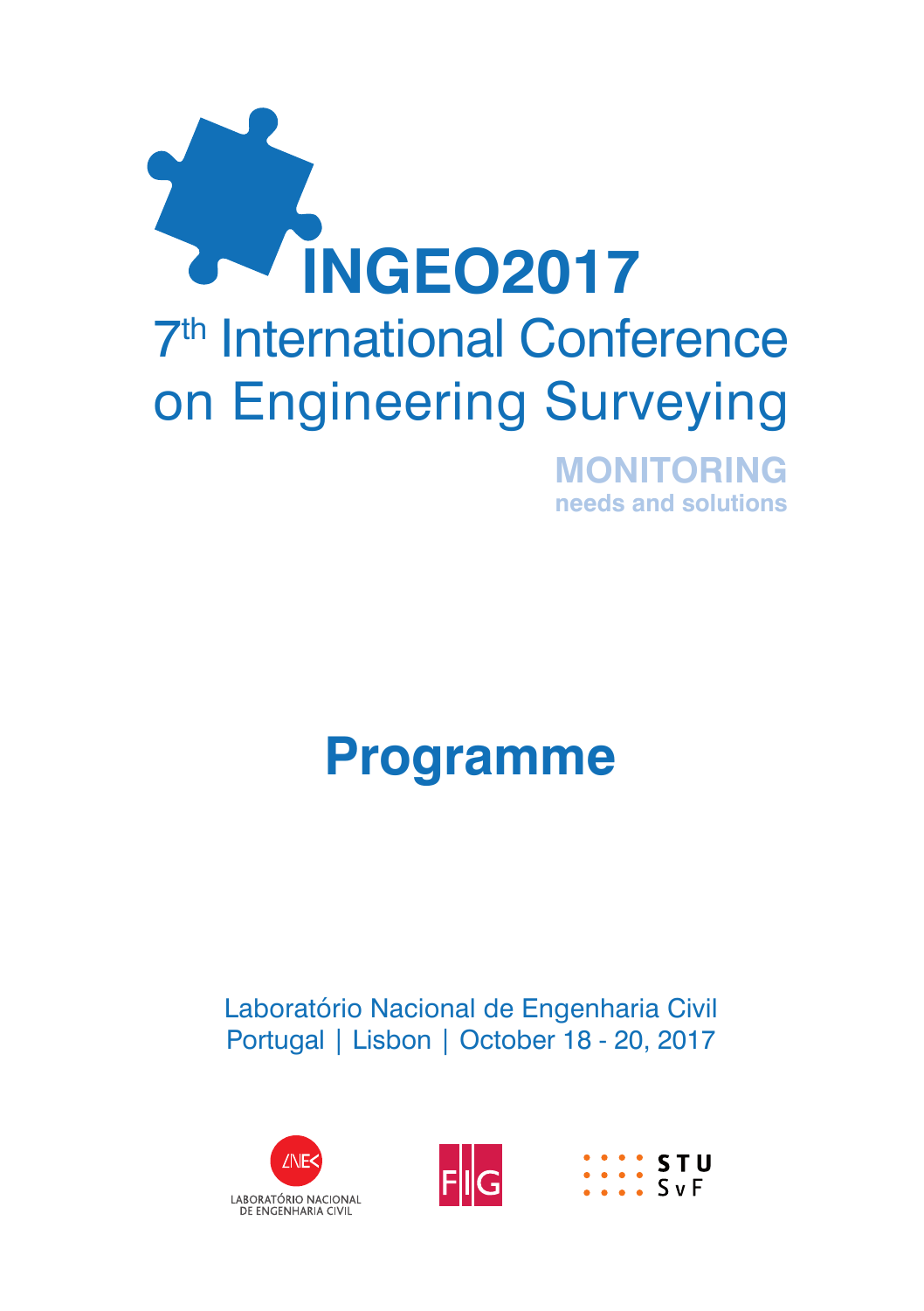# INGEO2017

## 7th International Conference on Engineering Surveying

**MONITORING**
**needs and solutions**

# Programme

Laboratório Nacional de Engenharia Civil
Portugal | Lisbon | October 18 - 20, 2017

LABORATÓRIO NACIONAL DE ENGENHARIA CIVIL

FIG

STU SvF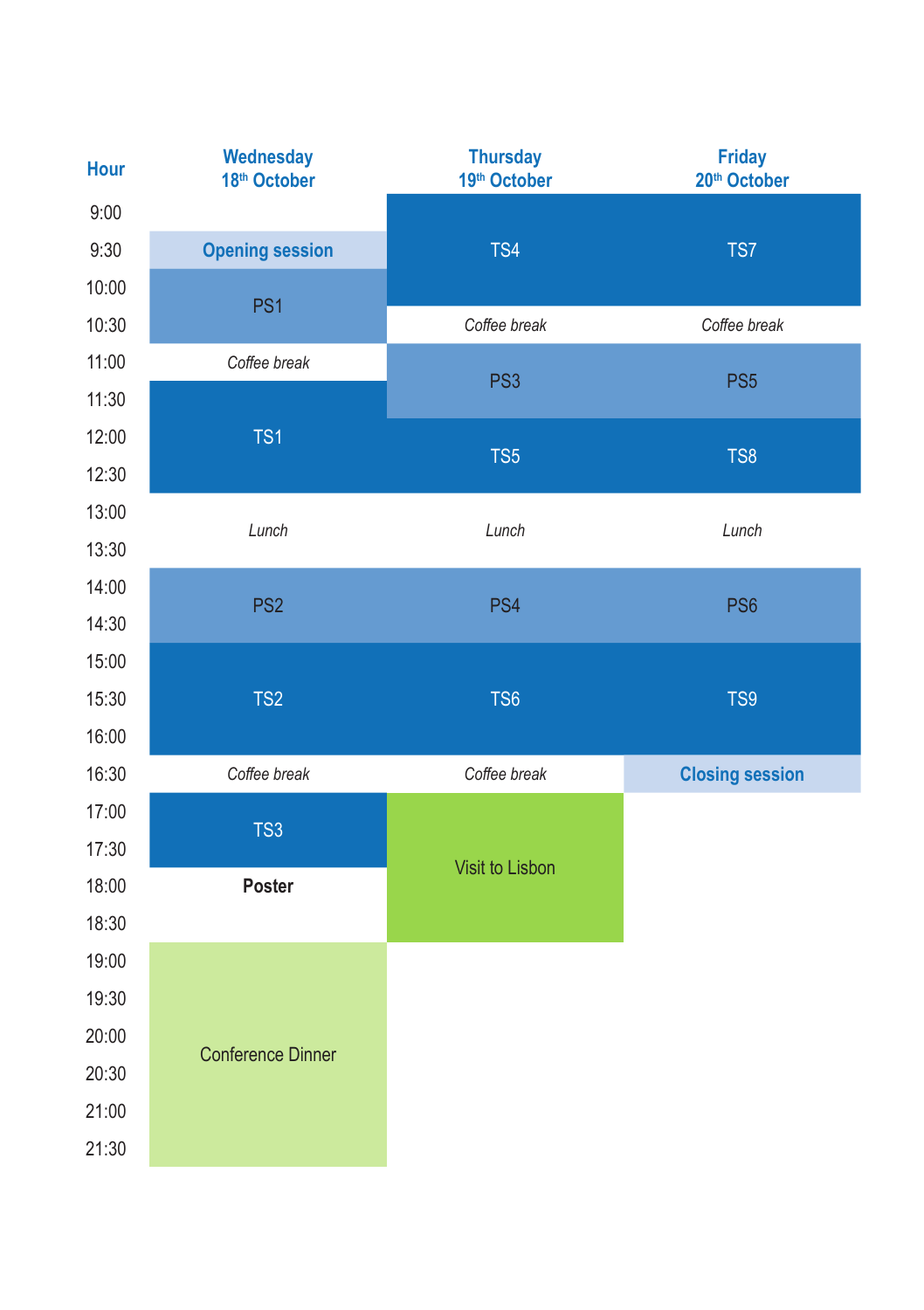| Hour | Wednesday 18th October | Thursday 19th October | Friday 20th October |
| --- | --- | --- | --- |
| 9:00 | | TS4 | TS7 |
| 9:30 | Opening session | TS4 | TS7 |
| 10:00 | PS1 | TS4 | TS7 |
| 10:30 | PS1 | *Coffee break* | *Coffee break* |
| 11:00 | *Coffee break* | PS3 | PS5 |
| 11:30 | TS1 | PS3 | PS5 |
| 12:00 | TS1 | TS5 | TS8 |
| 12:30 | TS1 | TS5 | TS8 |
| 13:00 | *Lunch* | *Lunch* | *Lunch* |
| 13:30 | *Lunch* | *Lunch* | *Lunch* |
| 14:00 | PS2 | PS4 | PS6 |
| 14:30 | PS2 | PS4 | PS6 |
| 15:00 | TS2 | TS6 | TS9 |
| 15:30 | TS2 | TS6 | TS9 |
| 16:00 | TS2 | TS6 | TS9 |
| 16:30 | *Coffee break* | *Coffee break* | Closing session |
| 17:00 | TS3 | Visit to Lisbon | |
| 17:30 | TS3 | Visit to Lisbon | |
| 18:00 | **Poster** | Visit to Lisbon | |
| 18:30 | **Poster** | Visit to Lisbon | |
| 19:00 | Conference Dinner | | |
| 19:30 | Conference Dinner | | |
| 20:00 | Conference Dinner | | |
| 20:30 | Conference Dinner | | |
| 21:00 | Conference Dinner | | |
| 21:30 | Conference Dinner | | |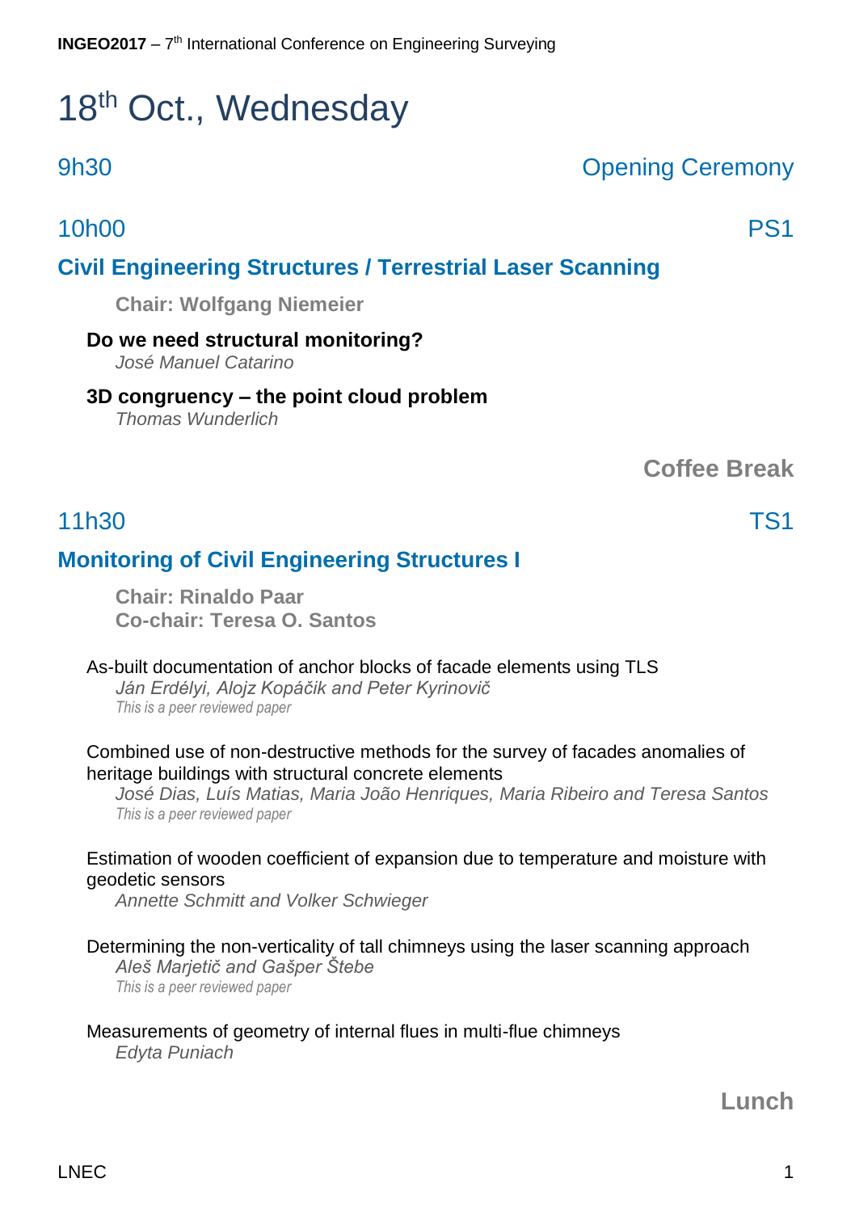# 18th Oct., Wednesday

## 9h30 — Opening Ceremony

## 10h00 — PS1

### Civil Engineering Structures / Terrestrial Laser Scanning

**Chair: Wolfgang Niemeier**

**Do we need structural monitoring?**
*José Manuel Catarino*

**3D congruency – the point cloud problem**
*Thomas Wunderlich*

**Coffee Break**

## 11h30 — TS1

### Monitoring of Civil Engineering Structures I

**Chair: Rinaldo Paar**
**Co-chair: Teresa O. Santos**

As-built documentation of anchor blocks of facade elements using TLS
*Ján Erdélyi, Alojz Kopáčik and Peter Kyrinovič*
*This is a peer reviewed paper*

Combined use of non-destructive methods for the survey of facades anomalies of heritage buildings with structural concrete elements
*José Dias, Luís Matias, Maria João Henriques, Maria Ribeiro and Teresa Santos*
*This is a peer reviewed paper*

Estimation of wooden coefficient of expansion due to temperature and moisture with geodetic sensors
*Annette Schmitt and Volker Schwieger*

Determining the non-verticality of tall chimneys using the laser scanning approach
*Aleš Marjetič and Gašper Štebe*
*This is a peer reviewed paper*

Measurements of geometry of internal flues in multi-flue chimneys
*Edyta Puniach*

**Lunch**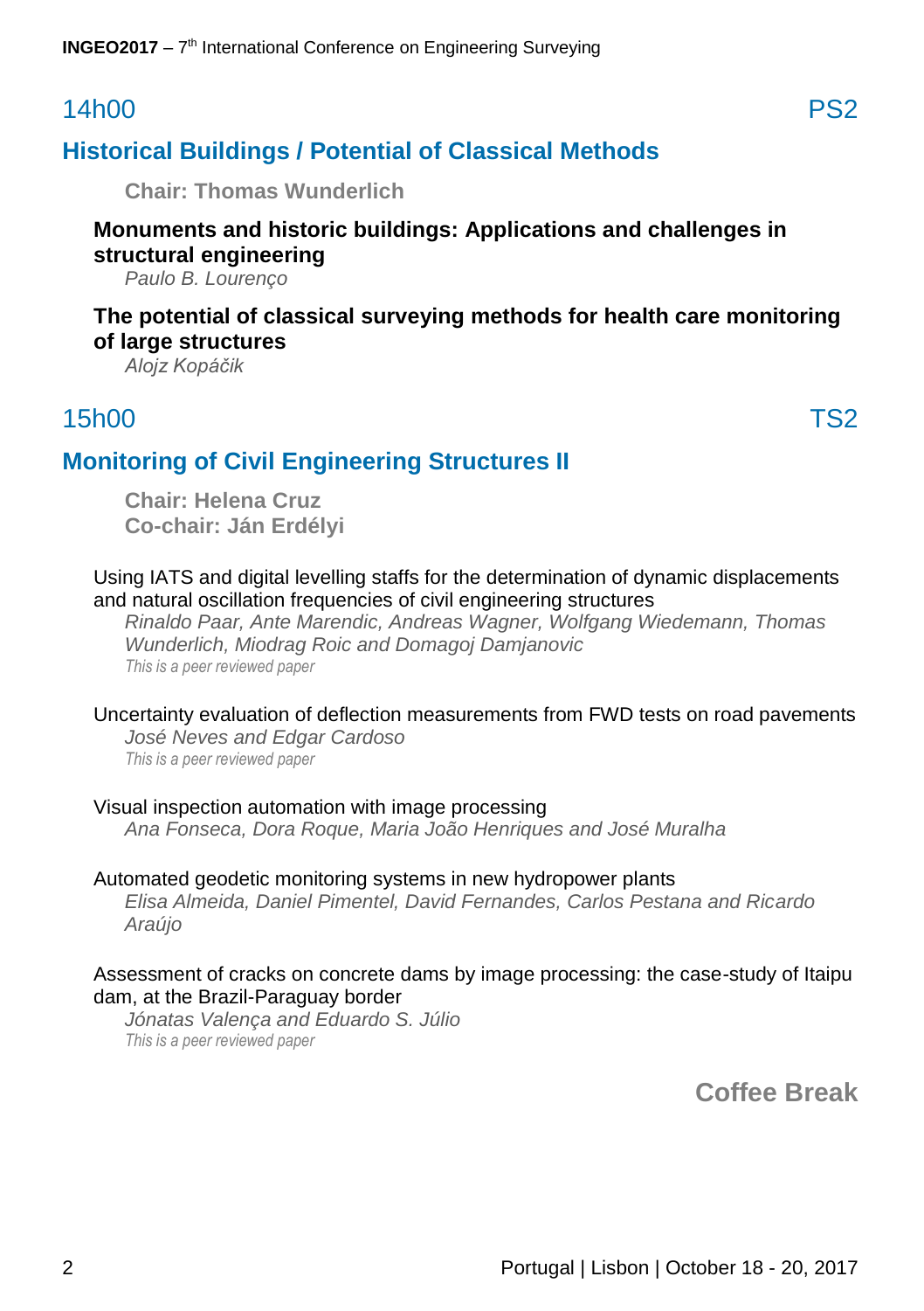## 14h00 PS2

## Historical Buildings / Potential of Classical Methods

**Chair: Thomas Wunderlich**

**Monuments and historic buildings: Applications and challenges in structural engineering**
*Paulo B. Lourenço*

**The potential of classical surveying methods for health care monitoring of large structures**
*Alojz Kopáčik*

## 15h00 TS2

## Monitoring of Civil Engineering Structures II

**Chair: Helena Cruz**
**Co-chair: Ján Erdélyi**

Using IATS and digital levelling staffs for the determination of dynamic displacements and natural oscillation frequencies of civil engineering structures
*Rinaldo Paar, Ante Marendic, Andreas Wagner, Wolfgang Wiedemann, Thomas Wunderlich, Miodrag Roic and Domagoj Damjanovic*
*This is a peer reviewed paper*

Uncertainty evaluation of deflection measurements from FWD tests on road pavements
*José Neves and Edgar Cardoso*
*This is a peer reviewed paper*

Visual inspection automation with image processing
*Ana Fonseca, Dora Roque, Maria João Henriques and José Muralha*

Automated geodetic monitoring systems in new hydropower plants
*Elisa Almeida, Daniel Pimentel, David Fernandes, Carlos Pestana and Ricardo Araújo*

Assessment of cracks on concrete dams by image processing: the case-study of Itaipu dam, at the Brazil-Paraguay border
*Jónatas Valença and Eduardo S. Júlio*
*This is a peer reviewed paper*

**Coffee Break**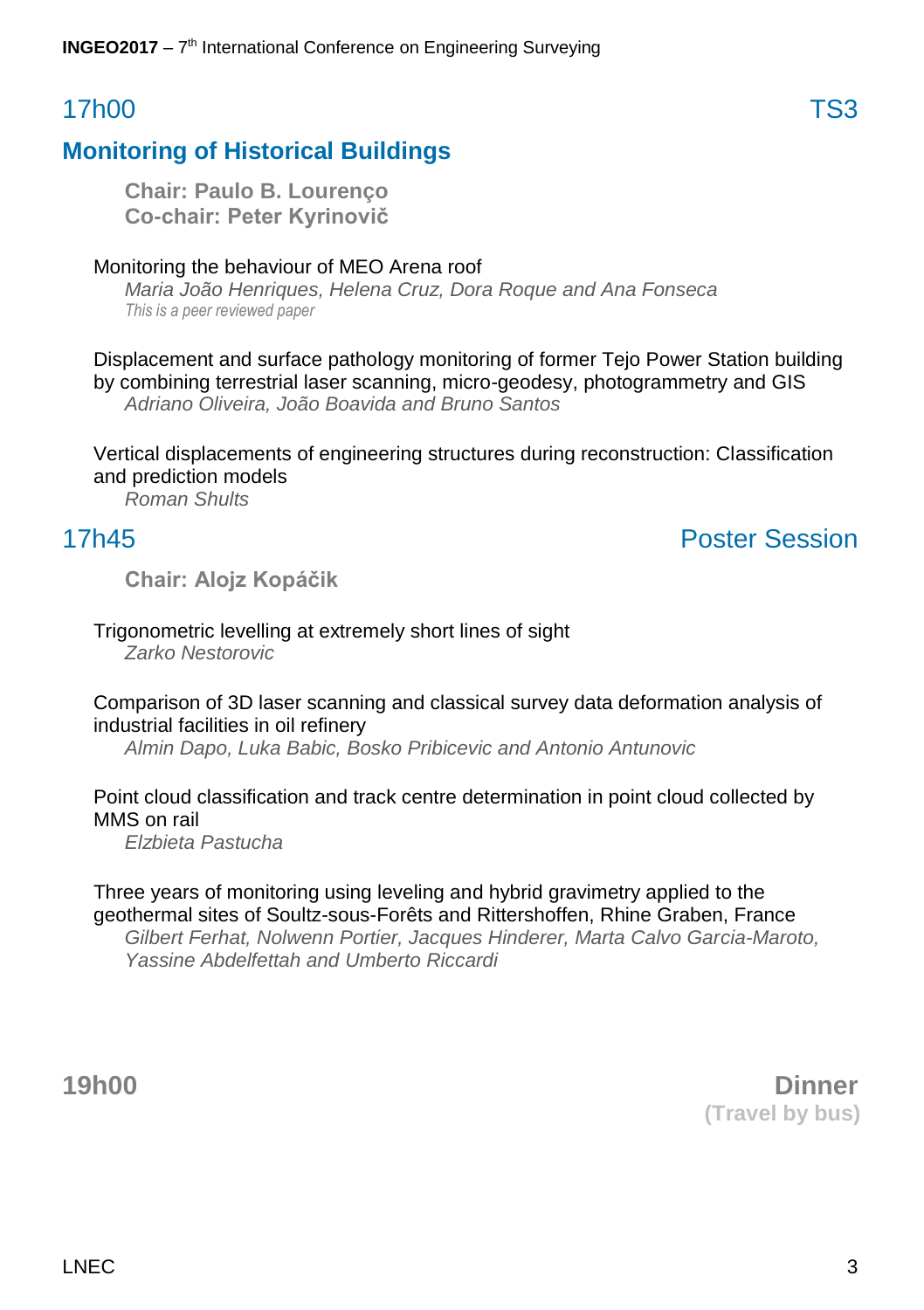## 17h00 TS3

## Monitoring of Historical Buildings

**Chair: Paulo B. Lourenço**
**Co-chair: Peter Kyrinovič**

Monitoring the behaviour of MEO Arena roof
*Maria João Henriques, Helena Cruz, Dora Roque and Ana Fonseca*
*This is a peer reviewed paper*

Displacement and surface pathology monitoring of former Tejo Power Station building by combining terrestrial laser scanning, micro-geodesy, photogrammetry and GIS
*Adriano Oliveira, João Boavida and Bruno Santos*

Vertical displacements of engineering structures during reconstruction: Classification and prediction models
*Roman Shults*

## 17h45 Poster Session

**Chair: Alojz Kopáčik**

Trigonometric levelling at extremely short lines of sight
*Zarko Nestorovic*

Comparison of 3D laser scanning and classical survey data deformation analysis of industrial facilities in oil refinery
*Almin Dapo, Luka Babic, Bosko Pribicevic and Antonio Antunovic*

Point cloud classification and track centre determination in point cloud collected by MMS on rail
*Elzbieta Pastucha*

Three years of monitoring using leveling and hybrid gravimetry applied to the geothermal sites of Soultz-sous-Forêts and Rittershoffen, Rhine Graben, France
*Gilbert Ferhat, Nolwenn Portier, Jacques Hinderer, Marta Calvo Garcia-Maroto, Yassine Abdelfettah and Umberto Riccardi*

## 19h00 Dinner

**(Travel by bus)**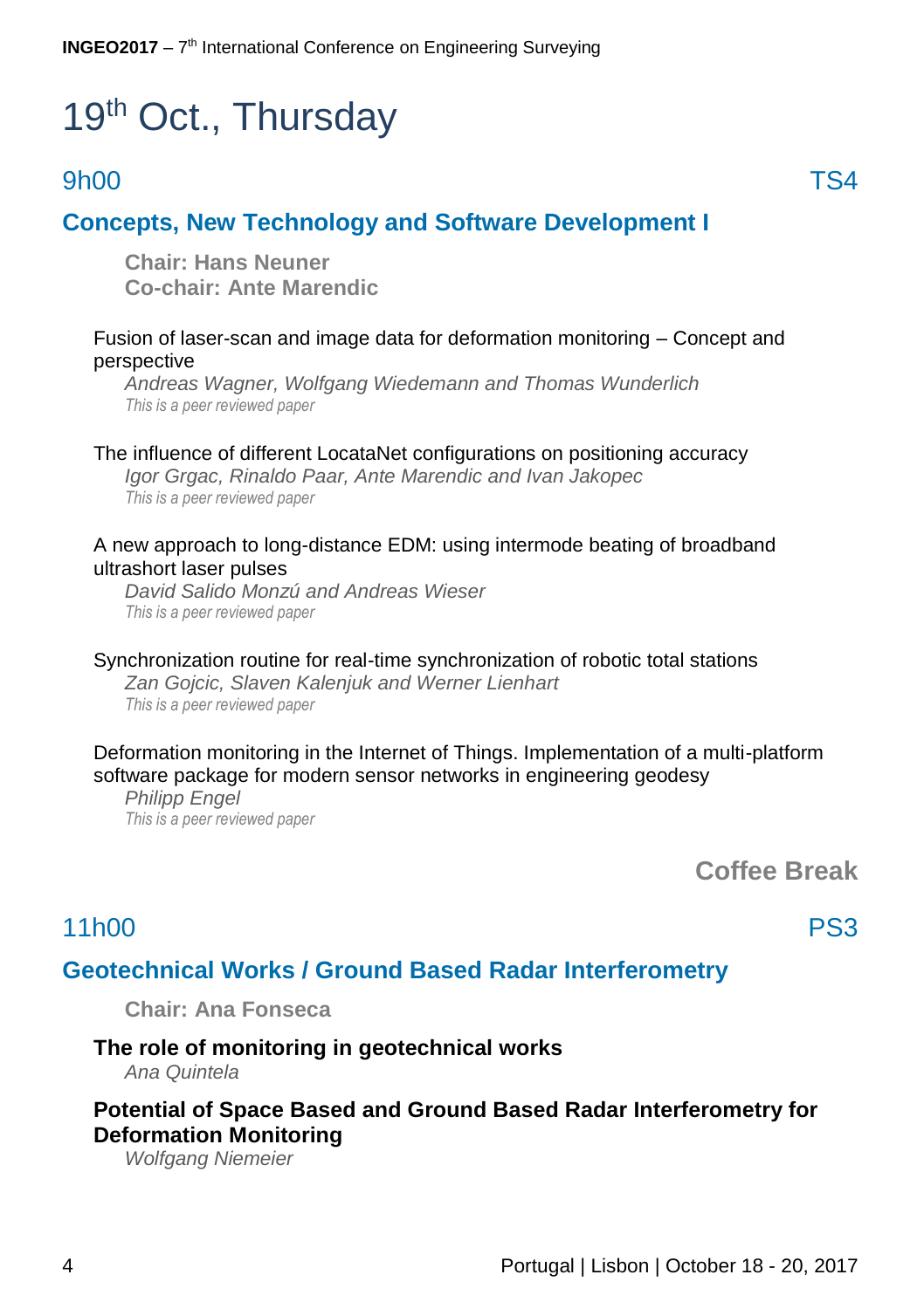# 19th Oct., Thursday

## 9h00 TS4

## Concepts, New Technology and Software Development I

**Chair: Hans Neuner**
**Co-chair: Ante Marendic**

Fusion of laser-scan and image data for deformation monitoring – Concept and perspective
*Andreas Wagner, Wolfgang Wiedemann and Thomas Wunderlich*
*This is a peer reviewed paper*

The influence of different LocataNet configurations on positioning accuracy
*Igor Grgac, Rinaldo Paar, Ante Marendic and Ivan Jakopec*
*This is a peer reviewed paper*

A new approach to long-distance EDM: using intermode beating of broadband ultrashort laser pulses
*David Salido Monzú and Andreas Wieser*
*This is a peer reviewed paper*

Synchronization routine for real-time synchronization of robotic total stations
*Zan Gojcic, Slaven Kalenjuk and Werner Lienhart*
*This is a peer reviewed paper*

Deformation monitoring in the Internet of Things. Implementation of a multi-platform software package for modern sensor networks in engineering geodesy
*Philipp Engel*
*This is a peer reviewed paper*

**Coffee Break**

## 11h00 PS3

## Geotechnical Works / Ground Based Radar Interferometry

**Chair: Ana Fonseca**

**The role of monitoring in geotechnical works**
*Ana Quintela*

**Potential of Space Based and Ground Based Radar Interferometry for Deformation Monitoring**
*Wolfgang Niemeier*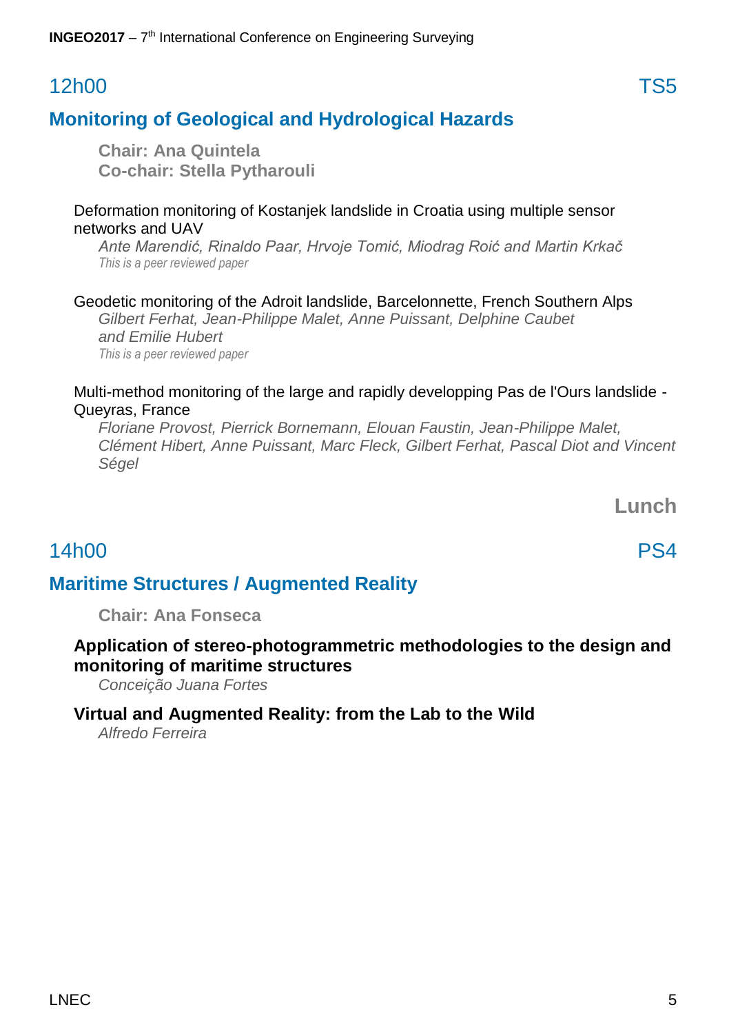## 12h00 TS5

## Monitoring of Geological and Hydrological Hazards

**Chair: Ana Quintela**
**Co-chair: Stella Pytharouli**

Deformation monitoring of Kostanjek landslide in Croatia using multiple sensor networks and UAV
*Ante Marendić, Rinaldo Paar, Hrvoje Tomić, Miodrag Roić and Martin Krkač*
*This is a peer reviewed paper*

Geodetic monitoring of the Adroit landslide, Barcelonnette, French Southern Alps
*Gilbert Ferhat, Jean-Philippe Malet, Anne Puissant, Delphine Caubet and Emilie Hubert*
*This is a peer reviewed paper*

Multi-method monitoring of the large and rapidly developping Pas de l'Ours landslide - Queyras, France
*Floriane Provost, Pierrick Bornemann, Elouan Faustin, Jean-Philippe Malet, Clément Hibert, Anne Puissant, Marc Fleck, Gilbert Ferhat, Pascal Diot and Vincent Ségel*

**Lunch**

## 14h00 PS4

## Maritime Structures / Augmented Reality

**Chair: Ana Fonseca**

**Application of stereo-photogrammetric methodologies to the design and monitoring of maritime structures**
*Conceição Juana Fortes*

**Virtual and Augmented Reality: from the Lab to the Wild**
*Alfredo Ferreira*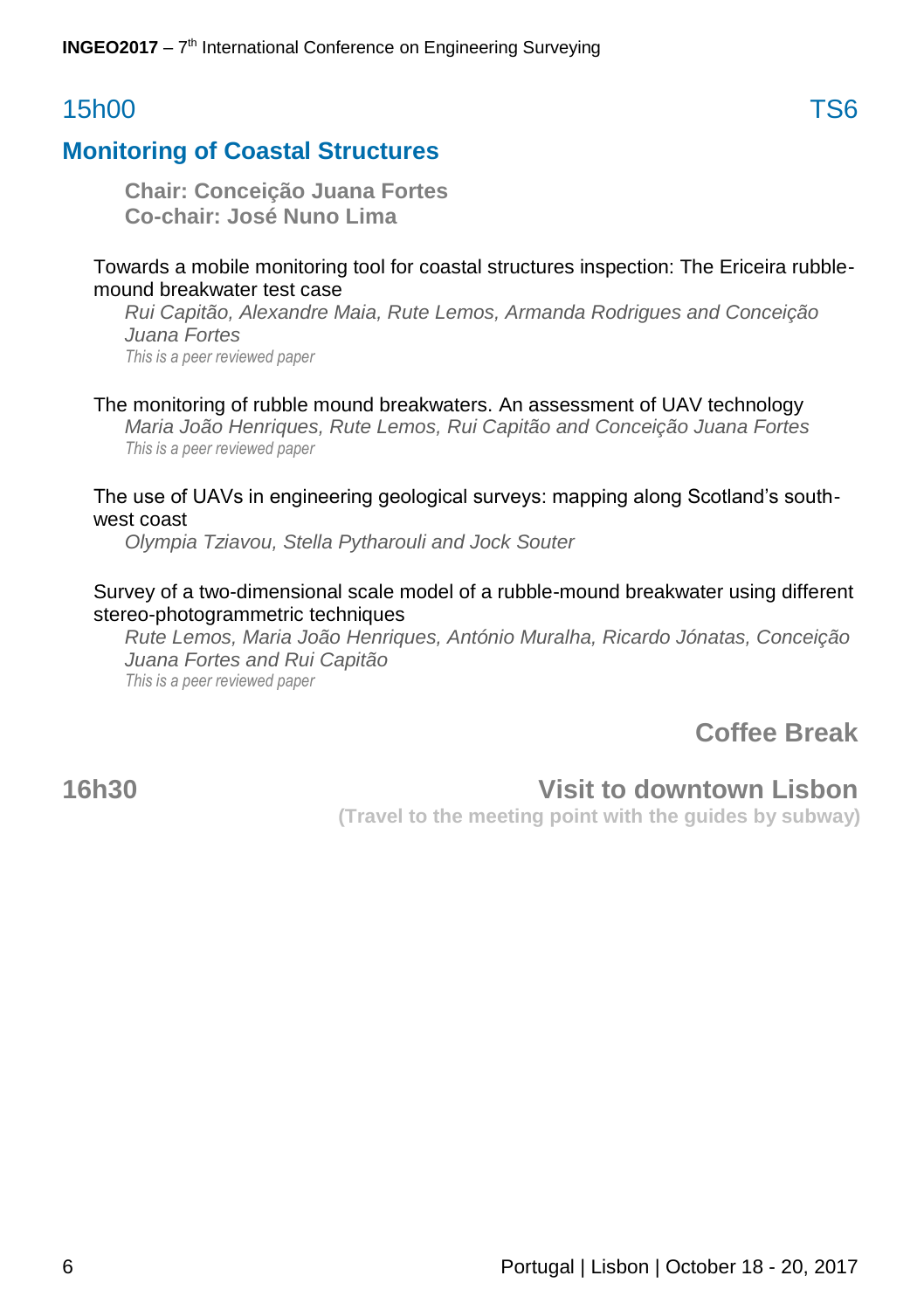## 15h00 TS6

## Monitoring of Coastal Structures

**Chair: Conceição Juana Fortes**
**Co-chair: José Nuno Lima**

Towards a mobile monitoring tool for coastal structures inspection: The Ericeira rubble-mound breakwater test case

*Rui Capitão, Alexandre Maia, Rute Lemos, Armanda Rodrigues and Conceição Juana Fortes*

*This is a peer reviewed paper*

The monitoring of rubble mound breakwaters. An assessment of UAV technology

*Maria João Henriques, Rute Lemos, Rui Capitão and Conceição Juana Fortes*

*This is a peer reviewed paper*

The use of UAVs in engineering geological surveys: mapping along Scotland's south-west coast

*Olympia Tziavou, Stella Pytharouli and Jock Souter*

Survey of a two-dimensional scale model of a rubble-mound breakwater using different stereo-photogrammetric techniques

*Rute Lemos, Maria João Henriques, António Muralha, Ricardo Jónatas, Conceição Juana Fortes and Rui Capitão*

*This is a peer reviewed paper*

**Coffee Break**

**16h30 Visit to downtown Lisbon**

**(Travel to the meeting point with the guides by subway)**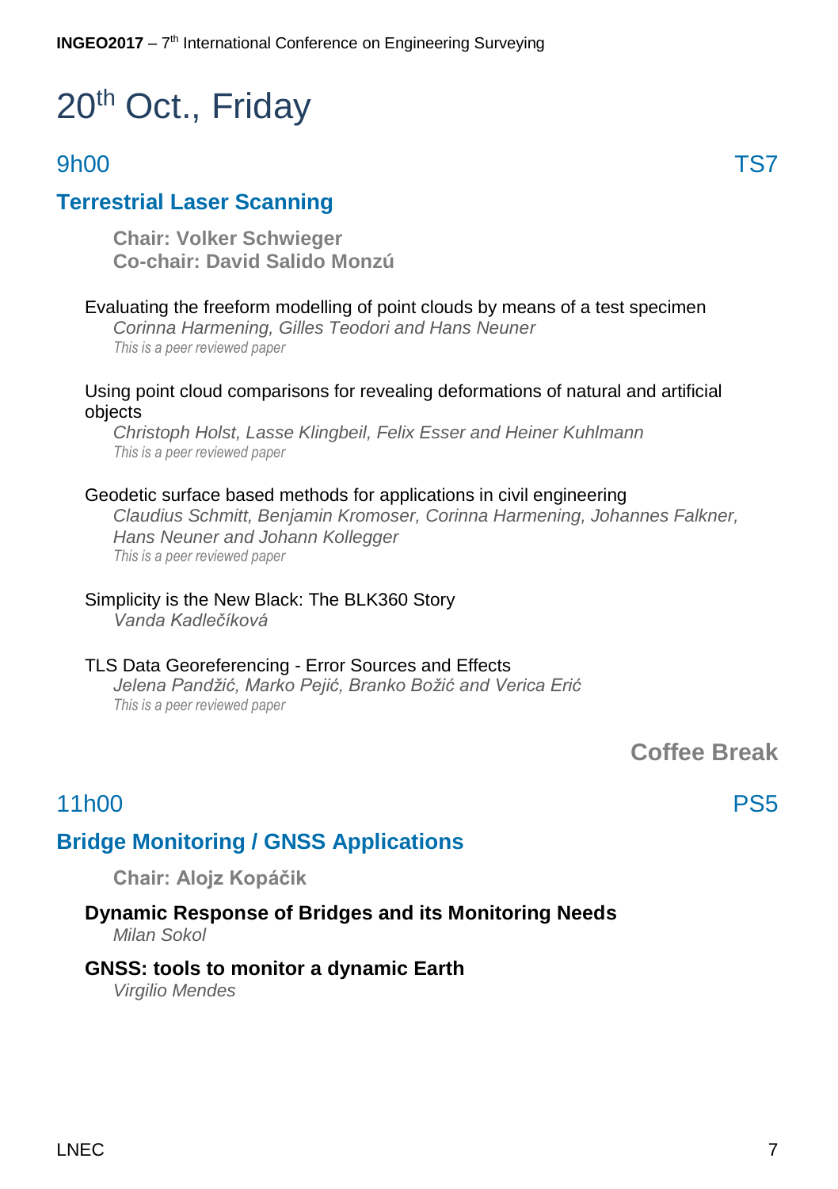# 20th Oct., Friday

## 9h00 — TS7

### Terrestrial Laser Scanning

**Chair: Volker Schwieger**
**Co-chair: David Salido Monzú**

Evaluating the freeform modelling of point clouds by means of a test specimen
*Corinna Harmening, Gilles Teodori and Hans Neuner*
*This is a peer reviewed paper*

Using point cloud comparisons for revealing deformations of natural and artificial objects
*Christoph Holst, Lasse Klingbeil, Felix Esser and Heiner Kuhlmann*
*This is a peer reviewed paper*

Geodetic surface based methods for applications in civil engineering
*Claudius Schmitt, Benjamin Kromoser, Corinna Harmening, Johannes Falkner, Hans Neuner and Johann Kollegger*
*This is a peer reviewed paper*

Simplicity is the New Black: The BLK360 Story
*Vanda Kadlečíková*

TLS Data Georeferencing - Error Sources and Effects
*Jelena Pandžić, Marko Pejić, Branko Božić and Verica Erić*
*This is a peer reviewed paper*

**Coffee Break**

## 11h00 — PS5

### Bridge Monitoring / GNSS Applications

**Chair: Alojz Kopáčik**

**Dynamic Response of Bridges and its Monitoring Needs**
*Milan Sokol*

**GNSS: tools to monitor a dynamic Earth**
*Virgilio Mendes*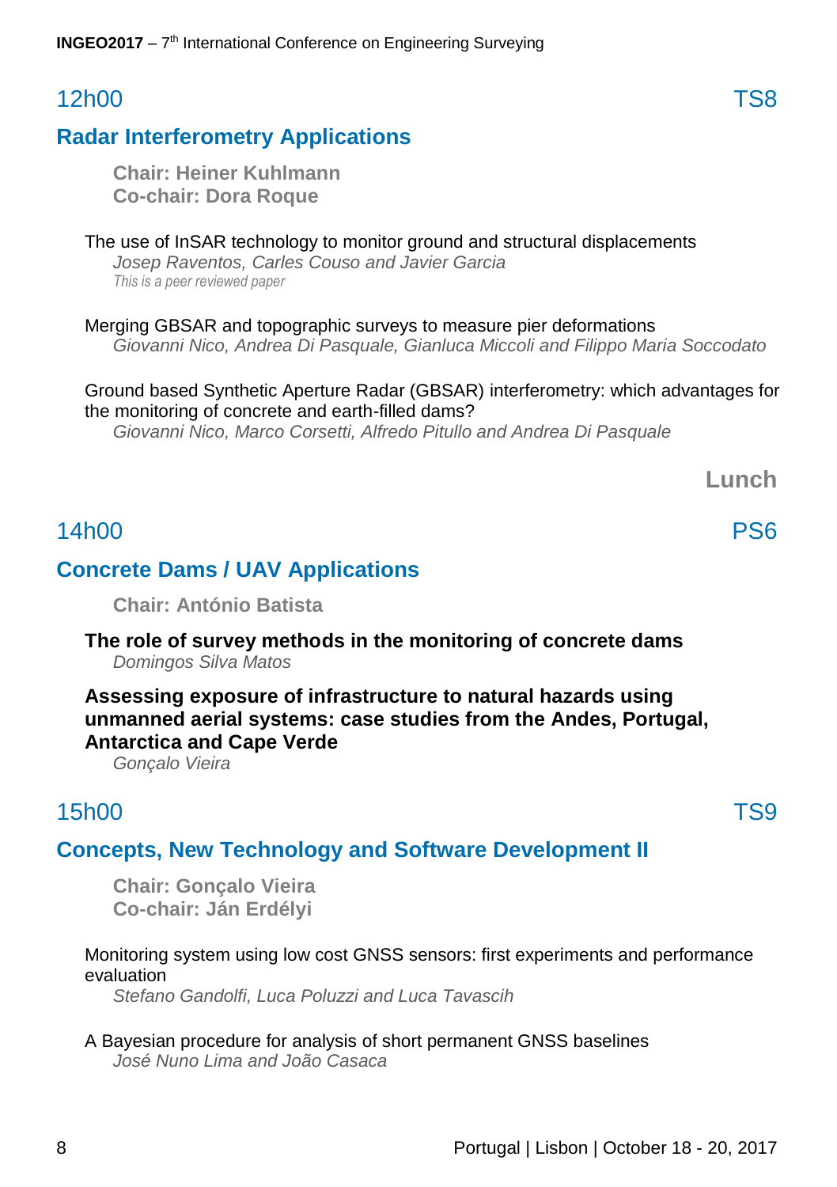## 12h00 TS8

### Radar Interferometry Applications

**Chair: Heiner Kuhlmann**
**Co-chair: Dora Roque**

The use of InSAR technology to monitor ground and structural displacements
*Josep Raventos, Carles Couso and Javier Garcia*
*This is a peer reviewed paper*

Merging GBSAR and topographic surveys to measure pier deformations
*Giovanni Nico, Andrea Di Pasquale, Gianluca Miccoli and Filippo Maria Soccodato*

Ground based Synthetic Aperture Radar (GBSAR) interferometry: which advantages for the monitoring of concrete and earth-filled dams?
*Giovanni Nico, Marco Corsetti, Alfredo Pitullo and Andrea Di Pasquale*

**Lunch**

## 14h00 PS6

### Concrete Dams / UAV Applications

**Chair: António Batista**

**The role of survey methods in the monitoring of concrete dams**
*Domingos Silva Matos*

**Assessing exposure of infrastructure to natural hazards using unmanned aerial systems: case studies from the Andes, Portugal, Antarctica and Cape Verde**
*Gonçalo Vieira*

## 15h00 TS9

### Concepts, New Technology and Software Development II

**Chair: Gonçalo Vieira**
**Co-chair: Ján Erdélyi**

Monitoring system using low cost GNSS sensors: first experiments and performance evaluation
*Stefano Gandolfi, Luca Poluzzi and Luca Tavascih*

A Bayesian procedure for analysis of short permanent GNSS baselines
*José Nuno Lima and João Casaca*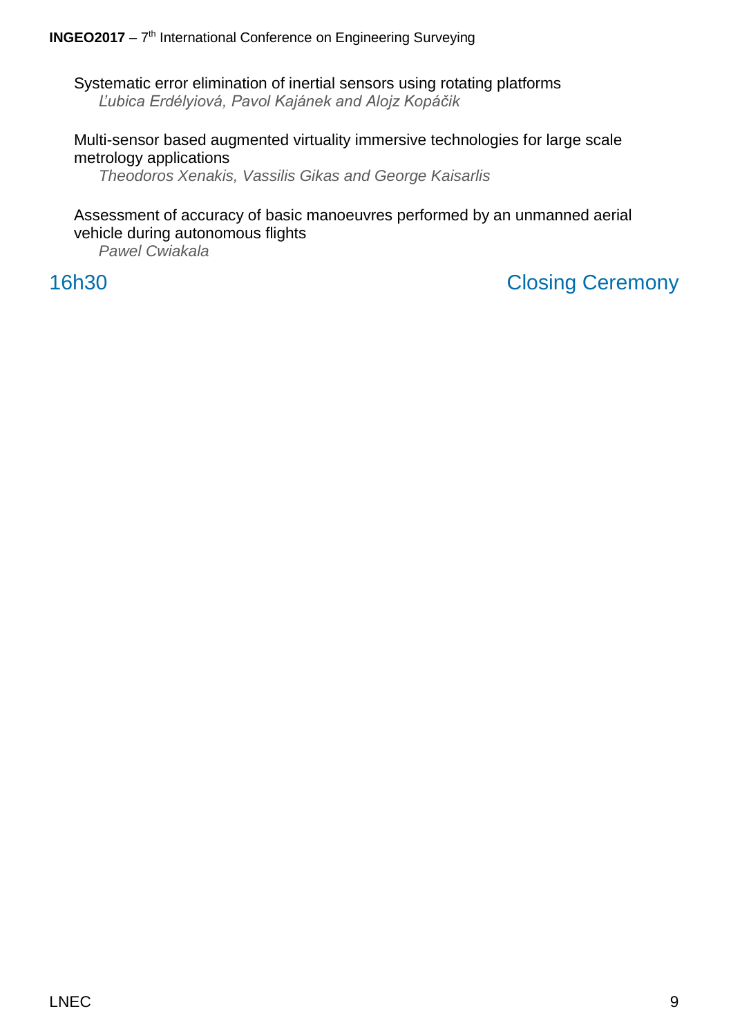Systematic error elimination of inertial sensors using rotating platforms
*Ľubica Erdélyiová, Pavol Kajánek and Alojz Kopáčik*

Multi-sensor based augmented virtuality immersive technologies for large scale metrology applications
*Theodoros Xenakis, Vassilis Gikas and George Kaisarlis*

Assessment of accuracy of basic manoeuvres performed by an unmanned aerial vehicle during autonomous flights
*Pawel Cwiakala*

## 16h30 Closing Ceremony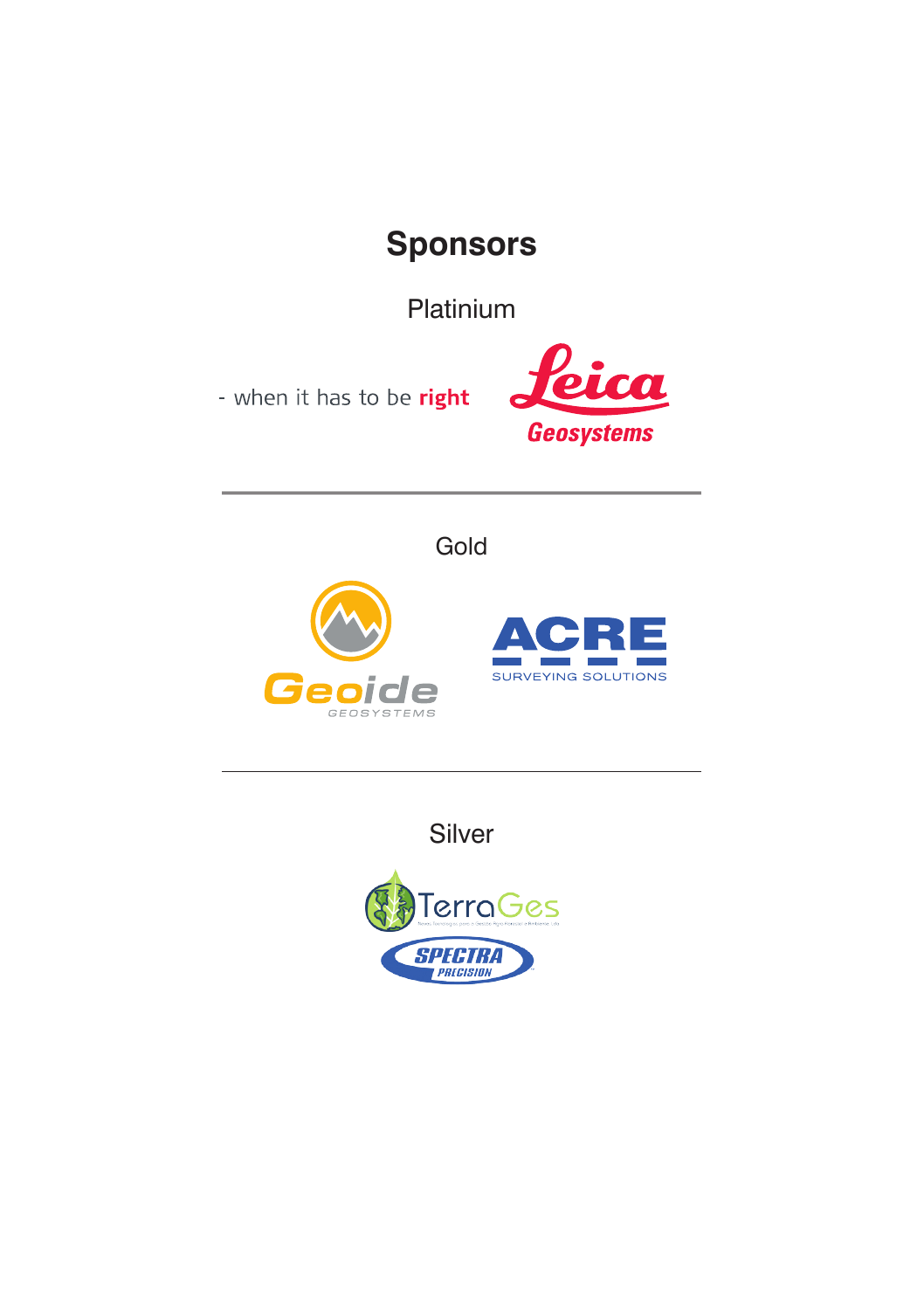# Sponsors

## Platinium

- when it has to be **right**

Leica Geosystems

---

## Gold

Geoide GEOSYSTEMS

ACRE SURVEYING SOLUTIONS

---

## Silver

TerraGes

SPECTRA PRECISION